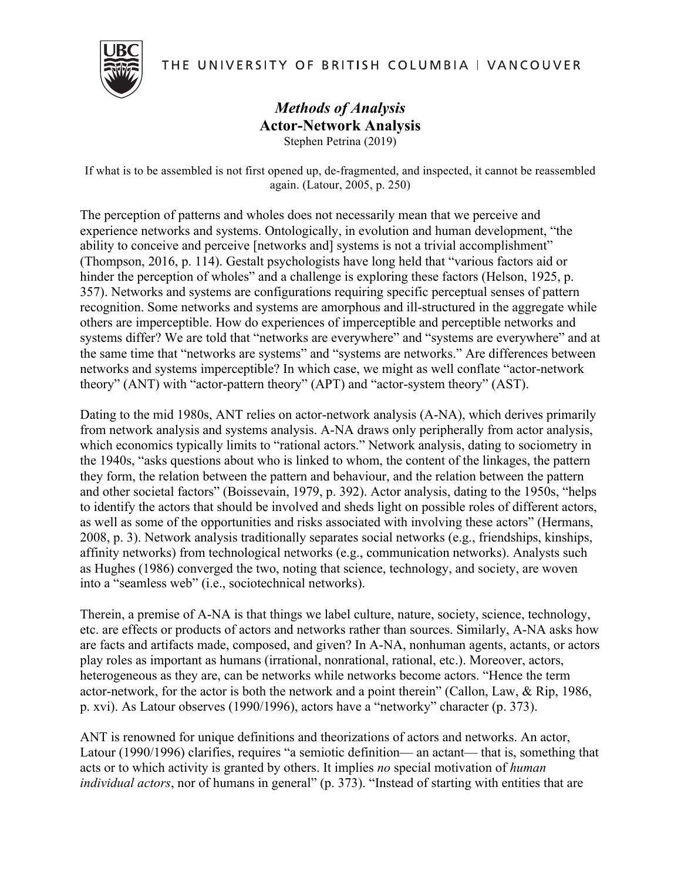THE UNIVERSITY OF BRITISH COLUMBIA | VANCOUVER

# *Methods of Analysis*
## Actor-Network Analysis

Stephen Petrina (2019)

> If what is to be assembled is not first opened up, de-fragmented, and inspected, it cannot be reassembled again. (Latour, 2005, p. 250)

The perception of patterns and wholes does not necessarily mean that we perceive and experience networks and systems. Ontologically, in evolution and human development, "the ability to conceive and perceive [networks and] systems is not a trivial accomplishment" (Thompson, 2016, p. 114). Gestalt psychologists have long held that "various factors aid or hinder the perception of wholes" and a challenge is exploring these factors (Helson, 1925, p. 357). Networks and systems are configurations requiring specific perceptual senses of pattern recognition. Some networks and systems are amorphous and ill-structured in the aggregate while others are imperceptible. How do experiences of imperceptible and perceptible networks and systems differ? We are told that "networks are everywhere" and "systems are everywhere" and at the same time that "networks are systems" and "systems are networks." Are differences between networks and systems imperceptible? In which case, we might as well conflate "actor-network theory" (ANT) with "actor-pattern theory" (APT) and "actor-system theory" (AST).

Dating to the mid 1980s, ANT relies on actor-network analysis (A-NA), which derives primarily from network analysis and systems analysis. A-NA draws only peripherally from actor analysis, which economics typically limits to "rational actors." Network analysis, dating to sociometry in the 1940s, "asks questions about who is linked to whom, the content of the linkages, the pattern they form, the relation between the pattern and behaviour, and the relation between the pattern and other societal factors" (Boissevain, 1979, p. 392). Actor analysis, dating to the 1950s, "helps to identify the actors that should be involved and sheds light on possible roles of different actors, as well as some of the opportunities and risks associated with involving these actors" (Hermans, 2008, p. 3). Network analysis traditionally separates social networks (e.g., friendships, kinships, affinity networks) from technological networks (e.g., communication networks). Analysts such as Hughes (1986) converged the two, noting that science, technology, and society, are woven into a "seamless web" (i.e., sociotechnical networks).

Therein, a premise of A-NA is that things we label culture, nature, society, science, technology, etc. are effects or products of actors and networks rather than sources. Similarly, A-NA asks how are facts and artifacts made, composed, and given? In A-NA, nonhuman agents, actants, or actors play roles as important as humans (irrational, nonrational, rational, etc.). Moreover, actors, heterogeneous as they are, can be networks while networks become actors. "Hence the term actor-network, for the actor is both the network and a point therein" (Callon, Law, & Rip, 1986, p. xvi). As Latour observes (1990/1996), actors have a "networky" character (p. 373).

ANT is renowned for unique definitions and theorizations of actors and networks. An actor, Latour (1990/1996) clarifies, requires "a semiotic definition— an actant— that is, something that acts or to which activity is granted by others. It implies *no* special motivation of *human individual actors*, nor of humans in general" (p. 373). "Instead of starting with entities that are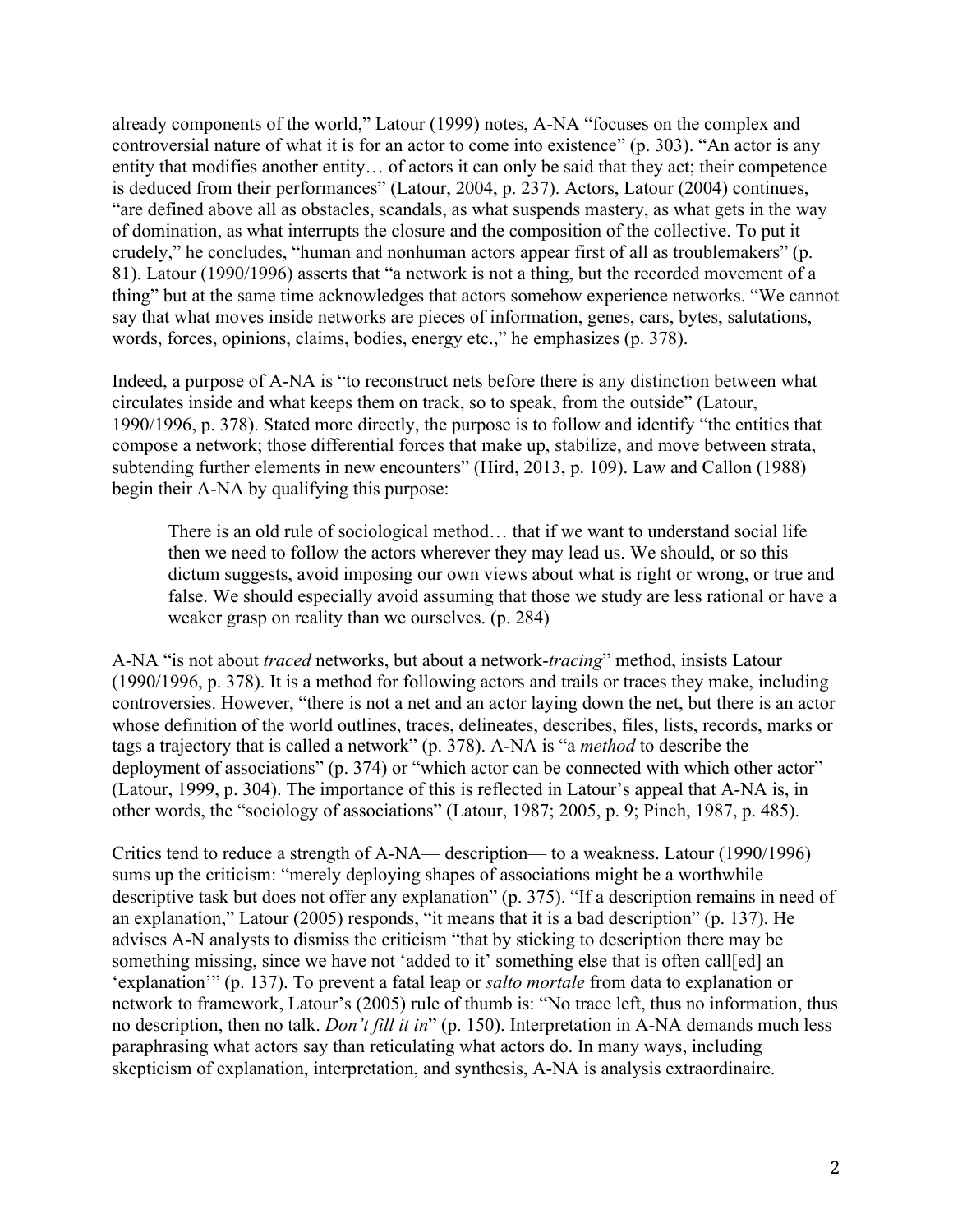already components of the world," Latour (1999) notes, A-NA "focuses on the complex and controversial nature of what it is for an actor to come into existence" (p. 303). "An actor is any entity that modifies another entity… of actors it can only be said that they act; their competence is deduced from their performances" (Latour, 2004, p. 237). Actors, Latour (2004) continues, "are defined above all as obstacles, scandals, as what suspends mastery, as what gets in the way of domination, as what interrupts the closure and the composition of the collective. To put it crudely," he concludes, "human and nonhuman actors appear first of all as troublemakers" (p. 81). Latour (1990/1996) asserts that "a network is not a thing, but the recorded movement of a thing" but at the same time acknowledges that actors somehow experience networks. "We cannot say that what moves inside networks are pieces of information, genes, cars, bytes, salutations, words, forces, opinions, claims, bodies, energy etc.," he emphasizes (p. 378).

Indeed, a purpose of A-NA is "to reconstruct nets before there is any distinction between what circulates inside and what keeps them on track, so to speak, from the outside" (Latour, 1990/1996, p. 378). Stated more directly, the purpose is to follow and identify "the entities that compose a network; those differential forces that make up, stabilize, and move between strata, subtending further elements in new encounters" (Hird, 2013, p. 109). Law and Callon (1988) begin their A-NA by qualifying this purpose:

> There is an old rule of sociological method… that if we want to understand social life then we need to follow the actors wherever they may lead us. We should, or so this dictum suggests, avoid imposing our own views about what is right or wrong, or true and false. We should especially avoid assuming that those we study are less rational or have a weaker grasp on reality than we ourselves. (p. 284)

A-NA "is not about *traced* networks, but about a network-*tracing*" method, insists Latour (1990/1996, p. 378). It is a method for following actors and trails or traces they make, including controversies. However, "there is not a net and an actor laying down the net, but there is an actor whose definition of the world outlines, traces, delineates, describes, files, lists, records, marks or tags a trajectory that is called a network" (p. 378). A-NA is "a *method* to describe the deployment of associations" (p. 374) or "which actor can be connected with which other actor" (Latour, 1999, p. 304). The importance of this is reflected in Latour's appeal that A-NA is, in other words, the "sociology of associations" (Latour, 1987; 2005, p. 9; Pinch, 1987, p. 485).

Critics tend to reduce a strength of A-NA— description— to a weakness. Latour (1990/1996) sums up the criticism: "merely deploying shapes of associations might be a worthwhile descriptive task but does not offer any explanation" (p. 375). "If a description remains in need of an explanation," Latour (2005) responds, "it means that it is a bad description" (p. 137). He advises A-N analysts to dismiss the criticism "that by sticking to description there may be something missing, since we have not 'added to it' something else that is often call[ed] an 'explanation'" (p. 137). To prevent a fatal leap or *salto mortale* from data to explanation or network to framework, Latour's (2005) rule of thumb is: "No trace left, thus no information, thus no description, then no talk. *Don't fill it in*" (p. 150). Interpretation in A-NA demands much less paraphrasing what actors say than reticulating what actors do. In many ways, including skepticism of explanation, interpretation, and synthesis, A-NA is analysis extraordinaire.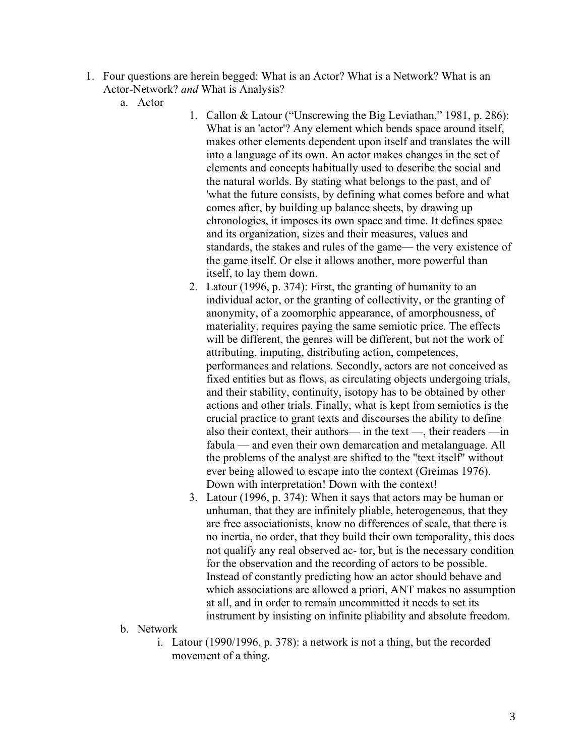1. Four questions are herein begged: What is an Actor? What is a Network? What is an Actor-Network? *and* What is Analysis?
    a. Actor
        1. Callon & Latour ("Unscrewing the Big Leviathan," 1981, p. 286): What is an 'actor'? Any element which bends space around itself, makes other elements dependent upon itself and translates the will into a language of its own. An actor makes changes in the set of elements and concepts habitually used to describe the social and the natural worlds. By stating what belongs to the past, and of 'what the future consists, by defining what comes before and what comes after, by building up balance sheets, by drawing up chronologies, it imposes its own space and time. It defines space and its organization, sizes and their measures, values and standards, the stakes and rules of the game— the very existence of the game itself. Or else it allows another, more powerful than itself, to lay them down.
        2. Latour (1996, p. 374): First, the granting of humanity to an individual actor, or the granting of collectivity, or the granting of anonymity, of a zoomorphic appearance, of amorphousness, of materiality, requires paying the same semiotic price. The effects will be different, the genres will be different, but not the work of attributing, imputing, distributing action, competences, performances and relations. Secondly, actors are not conceived as fixed entities but as flows, as circulating objects undergoing trials, and their stability, continuity, isotopy has to be obtained by other actions and other trials. Finally, what is kept from semiotics is the crucial practice to grant texts and discourses the ability to define also their context, their authors— in the text —, their readers —in fabula — and even their own demarcation and metalanguage. All the problems of the analyst are shifted to the "text itself" without ever being allowed to escape into the context (Greimas 1976). Down with interpretation! Down with the context!
        3. Latour (1996, p. 374): When it says that actors may be human or unhuman, that they are infinitely pliable, heterogeneous, that they are free associationists, know no differences of scale, that there is no inertia, no order, that they build their own temporality, this does not qualify any real observed ac- tor, but is the necessary condition for the observation and the recording of actors to be possible. Instead of constantly predicting how an actor should behave and which associations are allowed a priori, ANT makes no assumption at all, and in order to remain uncommitted it needs to set its instrument by insisting on infinite pliability and absolute freedom.
    b. Network
        i. Latour (1990/1996, p. 378): a network is not a thing, but the recorded movement of a thing.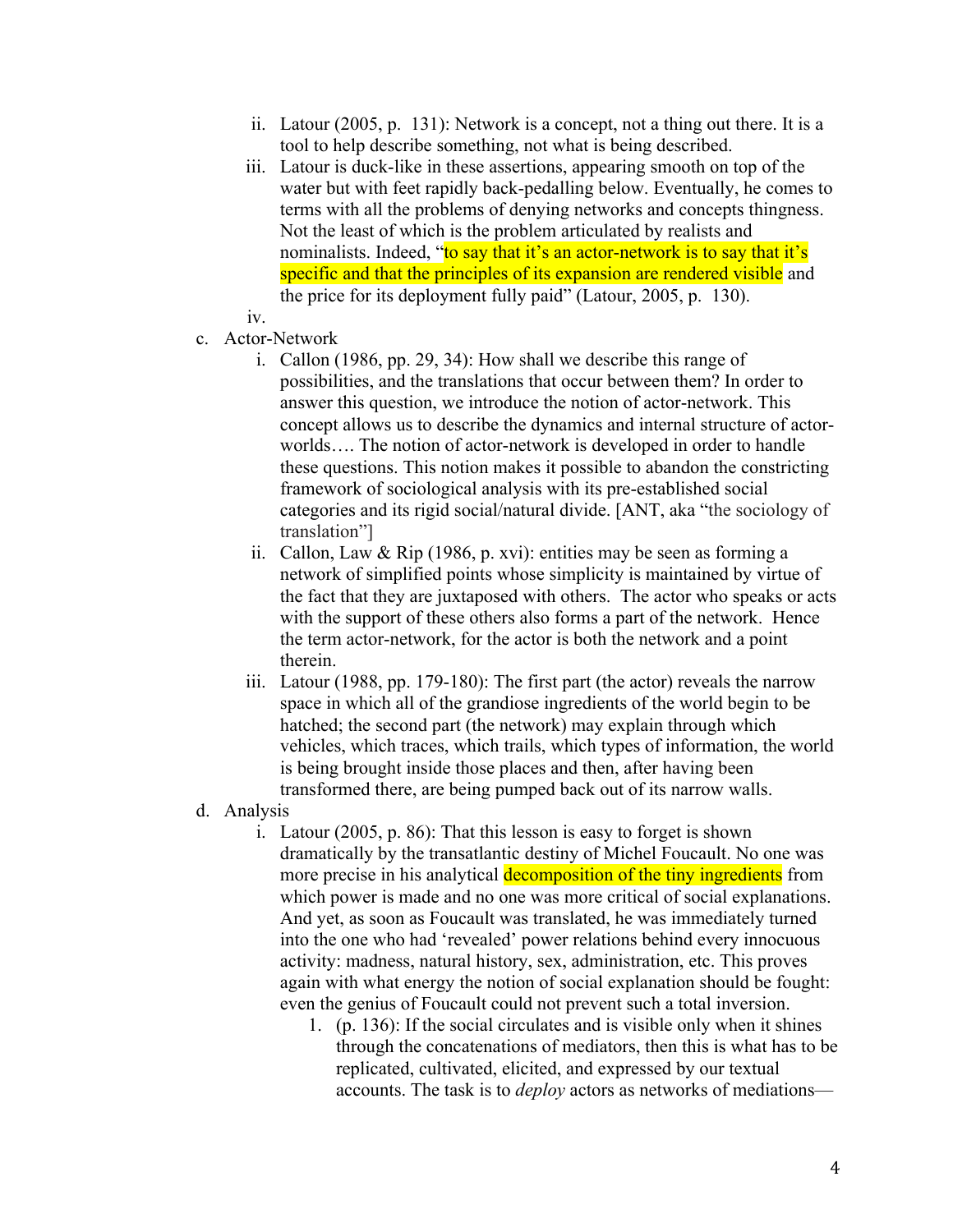ii. Latour (2005, p. 131): Network is a concept, not a thing out there. It is a tool to help describe something, not what is being described.

   iii. Latour is duck-like in these assertions, appearing smooth on top of the water but with feet rapidly back-pedalling below. Eventually, he comes to terms with all the problems of denying networks and concepts thingness. Not the least of which is the problem articulated by realists and nominalists. Indeed, "to say that it's an actor-network is to say that it's specific and that the principles of its expansion are rendered visible and the price for its deployment fully paid" (Latour, 2005, p. 130).

   iv.

c. Actor-Network

   i. Callon (1986, pp. 29, 34): How shall we describe this range of possibilities, and the translations that occur between them? In order to answer this question, we introduce the notion of actor-network. This concept allows us to describe the dynamics and internal structure of actor-worlds…. The notion of actor-network is developed in order to handle these questions. This notion makes it possible to abandon the constricting framework of sociological analysis with its pre-established social categories and its rigid social/natural divide. [ANT, aka "the sociology of translation"]

   ii. Callon, Law & Rip (1986, p. xvi): entities may be seen as forming a network of simplified points whose simplicity is maintained by virtue of the fact that they are juxtaposed with others. The actor who speaks or acts with the support of these others also forms a part of the network. Hence the term actor-network, for the actor is both the network and a point therein.

   iii. Latour (1988, pp. 179-180): The first part (the actor) reveals the narrow space in which all of the grandiose ingredients of the world begin to be hatched; the second part (the network) may explain through which vehicles, which traces, which trails, which types of information, the world is being brought inside those places and then, after having been transformed there, are being pumped back out of its narrow walls.

d. Analysis

   i. Latour (2005, p. 86): That this lesson is easy to forget is shown dramatically by the transatlantic destiny of Michel Foucault. No one was more precise in his analytical decomposition of the tiny ingredients from which power is made and no one was more critical of social explanations. And yet, as soon as Foucault was translated, he was immediately turned into the one who had 'revealed' power relations behind every innocuous activity: madness, natural history, sex, administration, etc. This proves again with what energy the notion of social explanation should be fought: even the genius of Foucault could not prevent such a total inversion.

      1. (p. 136): If the social circulates and is visible only when it shines through the concatenations of mediators, then this is what has to be replicated, cultivated, elicited, and expressed by our textual accounts. The task is to *deploy* actors as networks of mediations—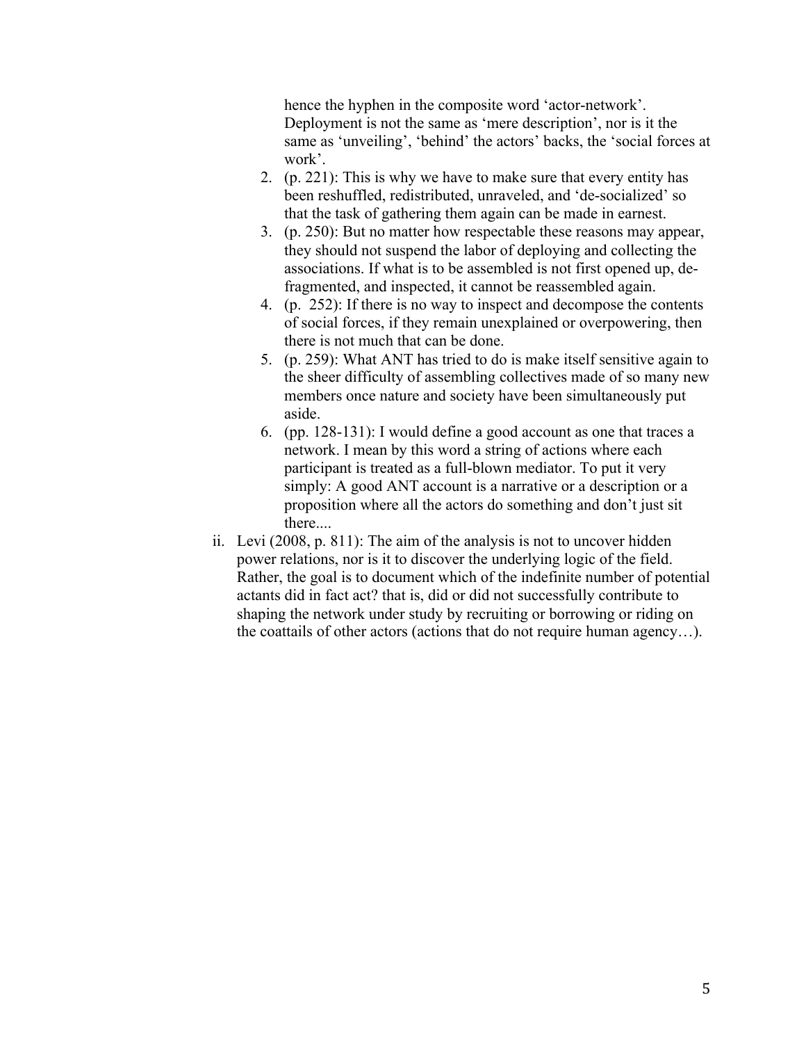hence the hyphen in the composite word 'actor-network'. Deployment is not the same as 'mere description', nor is it the same as 'unveiling', 'behind' the actors' backs, the 'social forces at work'.

2. (p. 221): This is why we have to make sure that every entity has been reshuffled, redistributed, unraveled, and 'de-socialized' so that the task of gathering them again can be made in earnest.
3. (p. 250): But no matter how respectable these reasons may appear, they should not suspend the labor of deploying and collecting the associations. If what is to be assembled is not first opened up, de-fragmented, and inspected, it cannot be reassembled again.
4. (p. 252): If there is no way to inspect and decompose the contents of social forces, if they remain unexplained or overpowering, then there is not much that can be done.
5. (p. 259): What ANT has tried to do is make itself sensitive again to the sheer difficulty of assembling collectives made of so many new members once nature and society have been simultaneously put aside.
6. (pp. 128-131): I would define a good account as one that traces a network. I mean by this word a string of actions where each participant is treated as a full-blown mediator. To put it very simply: A good ANT account is a narrative or a description or a proposition where all the actors do something and don't just sit there....

ii. Levi (2008, p. 811): The aim of the analysis is not to uncover hidden power relations, nor is it to discover the underlying logic of the field. Rather, the goal is to document which of the indefinite number of potential actants did in fact act? that is, did or did not successfully contribute to shaping the network under study by recruiting or borrowing or riding on the coattails of other actors (actions that do not require human agency…).